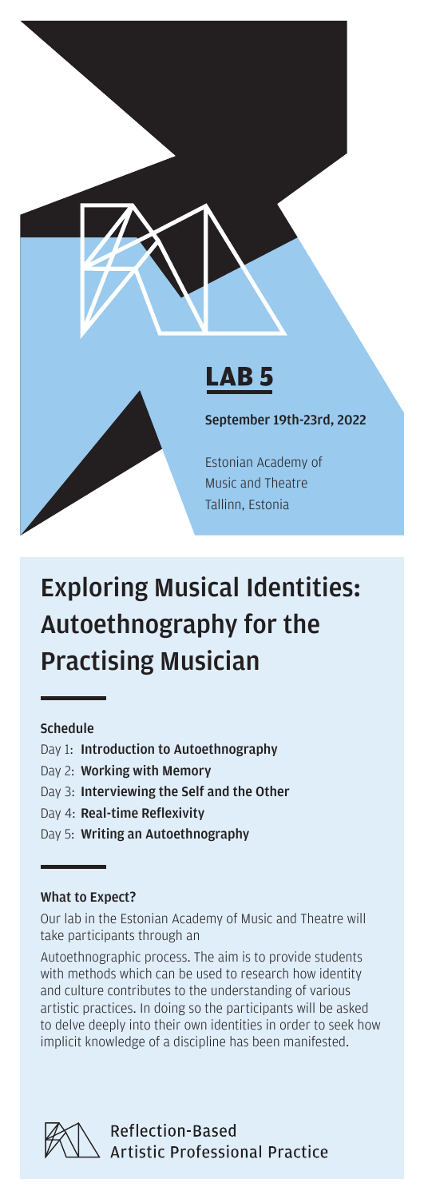# LAB 5

**September 19th-23rd, 2022**

Estonian Academy of Music and Theatre
Tallinn, Estonia

## Exploring Musical Identities: Autoethnography for the Practising Musician

### Schedule

- Day 1: **Introduction to Autoethnography**
- Day 2: **Working with Memory**
- Day 3: **Interviewing the Self and the Other**
- Day 4: **Real-time Reflexivity**
- Day 5: **Writing an Autoethnography**

### What to Expect?

Our lab in the Estonian Academy of Music and Theatre will take participants through an

Autoethnographic process. The aim is to provide students with methods which can be used to research how identity and culture contributes to the understanding of various artistic practices. In doing so the participants will be asked to delve deeply into their own identities in order to seek how implicit knowledge of a discipline has been manifested.

Reflection-Based Artistic Professional Practice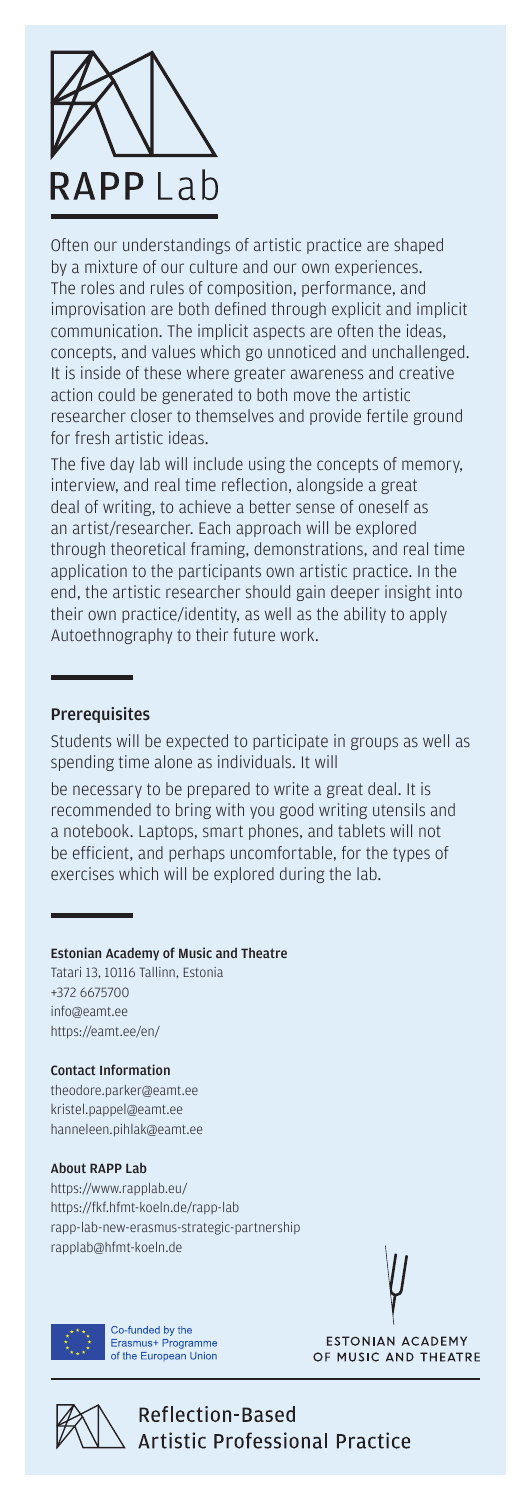# RAPP Lab

Often our understandings of artistic practice are shaped by a mixture of our culture and our own experiences. The roles and rules of composition, performance, and improvisation are both defined through explicit and implicit communication. The implicit aspects are often the ideas, concepts, and values which go unnoticed and unchallenged. It is inside of these where greater awareness and creative action could be generated to both move the artistic researcher closer to themselves and provide fertile ground for fresh artistic ideas.

The five day lab will include using the concepts of memory, interview, and real time reflection, alongside a great deal of writing, to achieve a better sense of oneself as an artist/researcher. Each approach will be explored through theoretical framing, demonstrations, and real time application to the participants own artistic practice. In the end, the artistic researcher should gain deeper insight into their own practice/identity, as well as the ability to apply Autoethnography to their future work.

## Prerequisites

Students will be expected to participate in groups as well as spending time alone as individuals. It will

be necessary to be prepared to write a great deal. It is recommended to bring with you good writing utensils and a notebook. Laptops, smart phones, and tablets will not be efficient, and perhaps uncomfortable, for the types of exercises which will be explored during the lab.

**Estonian Academy of Music and Theatre**
Tatari 13, 10116 Tallinn, Estonia
+372 6675700
info@eamt.ee
https://eamt.ee/en/

**Contact Information**
theodore.parker@eamt.ee
kristel.pappel@eamt.ee
hanneleen.pihlak@eamt.ee

**About RAPP Lab**
https://www.rapplab.eu/
https://fkf.hfmt-koeln.de/rapp-lab
rapp-lab-new-erasmus-strategic-partnership
rapplab@hfmt-koeln.de

Co-funded by the Erasmus+ Programme of the European Union

ESTONIAN ACADEMY OF MUSIC AND THEATRE

Reflection-Based Artistic Professional Practice